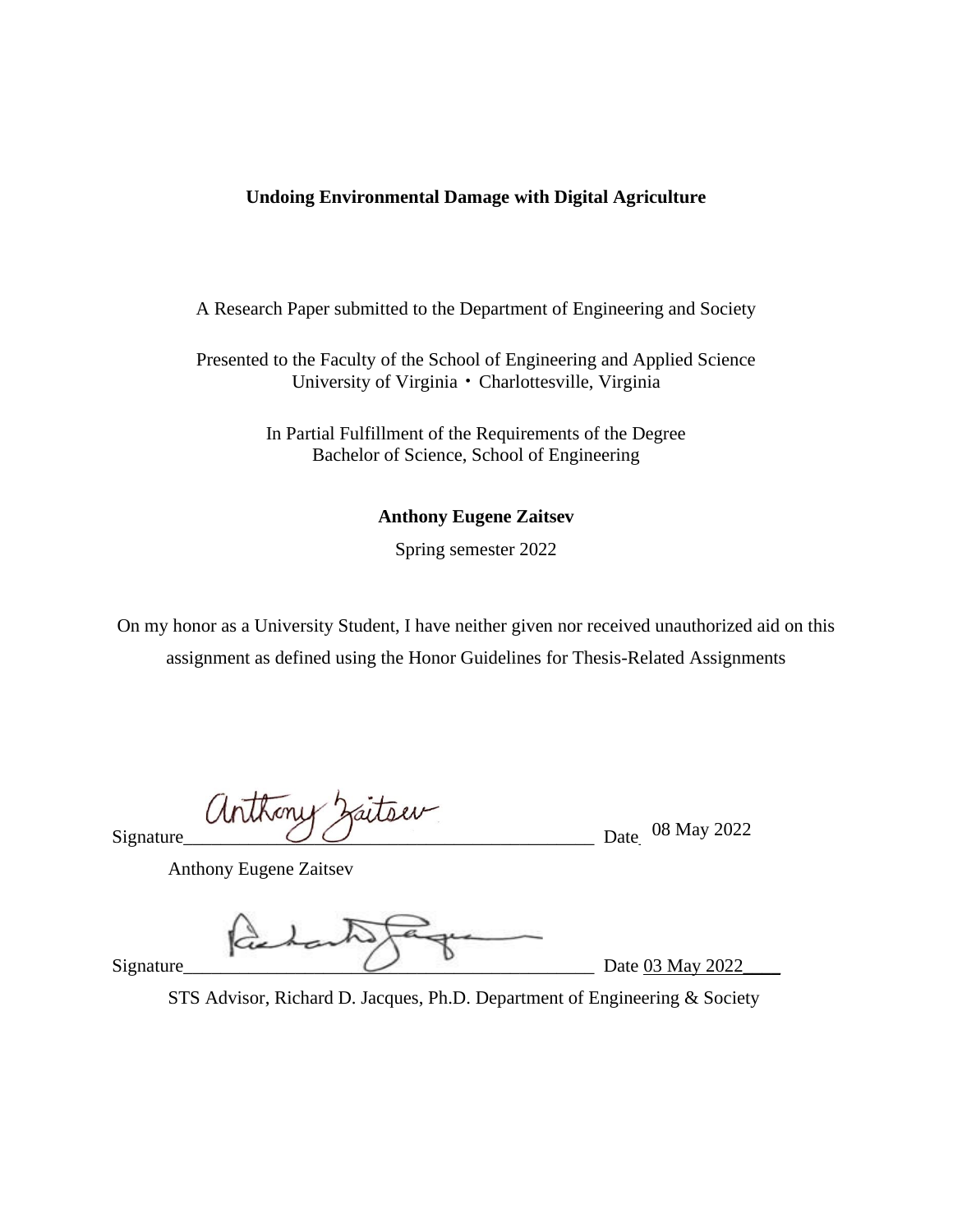**Undoing Environmental Damage with Digital Agriculture**

A Research Paper submitted to the Department of Engineering and Society

Presented to the Faculty of the School of Engineering and Applied Science
University of Virginia • Charlottesville, Virginia

In Partial Fulfillment of the Requirements of the Degree
Bachelor of Science, School of Engineering

**Anthony Eugene Zaitsev**

Spring semester 2022

On my honor as a University Student, I have neither given nor received unauthorized aid on this assignment as defined using the Honor Guidelines for Thesis-Related Assignments

Signature_____________________________________________ Date 08 May 2022

Anthony Eugene Zaitsev

Signature_____________________________________________ Date 03 May 2022____

STS Advisor, Richard D. Jacques, Ph.D. Department of Engineering & Society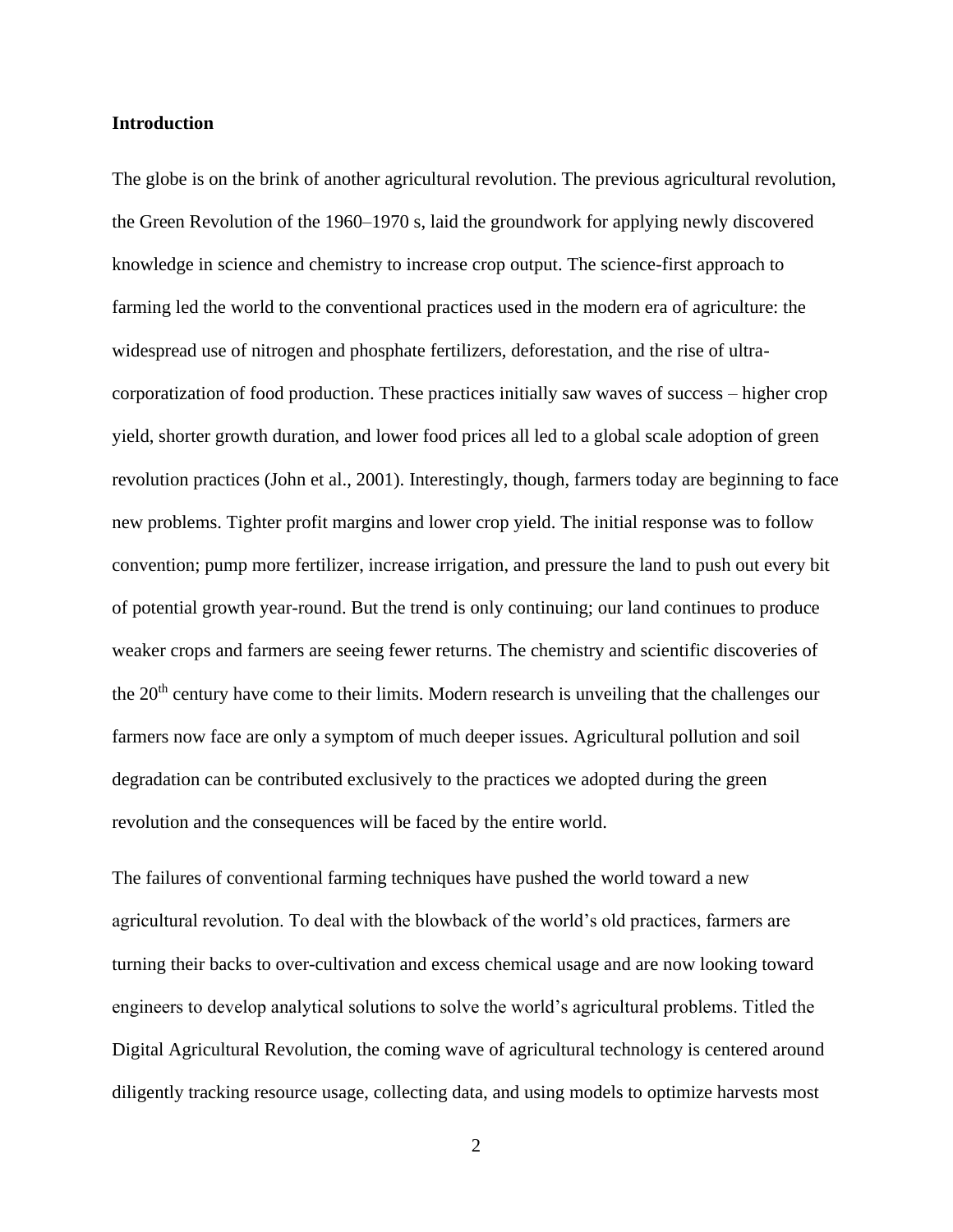**Introduction**

The globe is on the brink of another agricultural revolution. The previous agricultural revolution, the Green Revolution of the 1960–1970 s, laid the groundwork for applying newly discovered knowledge in science and chemistry to increase crop output. The science-first approach to farming led the world to the conventional practices used in the modern era of agriculture: the widespread use of nitrogen and phosphate fertilizers, deforestation, and the rise of ultra-corporatization of food production. These practices initially saw waves of success – higher crop yield, shorter growth duration, and lower food prices all led to a global scale adoption of green revolution practices (John et al., 2001). Interestingly, though, farmers today are beginning to face new problems. Tighter profit margins and lower crop yield. The initial response was to follow convention; pump more fertilizer, increase irrigation, and pressure the land to push out every bit of potential growth year-round. But the trend is only continuing; our land continues to produce weaker crops and farmers are seeing fewer returns. The chemistry and scientific discoveries of the 20th century have come to their limits. Modern research is unveiling that the challenges our farmers now face are only a symptom of much deeper issues. Agricultural pollution and soil degradation can be contributed exclusively to the practices we adopted during the green revolution and the consequences will be faced by the entire world.

The failures of conventional farming techniques have pushed the world toward a new agricultural revolution. To deal with the blowback of the world's old practices, farmers are turning their backs to over-cultivation and excess chemical usage and are now looking toward engineers to develop analytical solutions to solve the world's agricultural problems. Titled the Digital Agricultural Revolution, the coming wave of agricultural technology is centered around diligently tracking resource usage, collecting data, and using models to optimize harvests most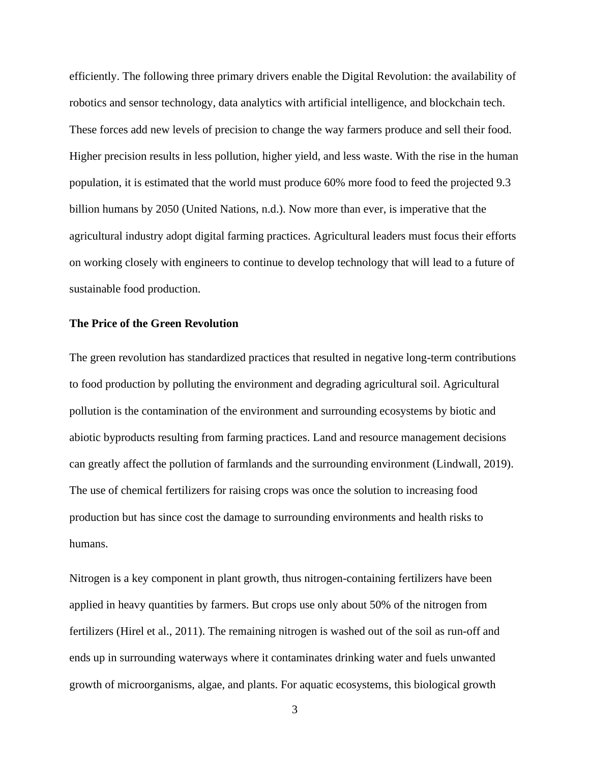efficiently. The following three primary drivers enable the Digital Revolution: the availability of robotics and sensor technology, data analytics with artificial intelligence, and blockchain tech. These forces add new levels of precision to change the way farmers produce and sell their food. Higher precision results in less pollution, higher yield, and less waste. With the rise in the human population, it is estimated that the world must produce 60% more food to feed the projected 9.3 billion humans by 2050 (United Nations, n.d.). Now more than ever, is imperative that the agricultural industry adopt digital farming practices. Agricultural leaders must focus their efforts on working closely with engineers to continue to develop technology that will lead to a future of sustainable food production.

**The Price of the Green Revolution**

The green revolution has standardized practices that resulted in negative long-term contributions to food production by polluting the environment and degrading agricultural soil. Agricultural pollution is the contamination of the environment and surrounding ecosystems by biotic and abiotic byproducts resulting from farming practices. Land and resource management decisions can greatly affect the pollution of farmlands and the surrounding environment (Lindwall, 2019). The use of chemical fertilizers for raising crops was once the solution to increasing food production but has since cost the damage to surrounding environments and health risks to humans.

Nitrogen is a key component in plant growth, thus nitrogen-containing fertilizers have been applied in heavy quantities by farmers. But crops use only about 50% of the nitrogen from fertilizers (Hirel et al., 2011). The remaining nitrogen is washed out of the soil as run-off and ends up in surrounding waterways where it contaminates drinking water and fuels unwanted growth of microorganisms, algae, and plants. For aquatic ecosystems, this biological growth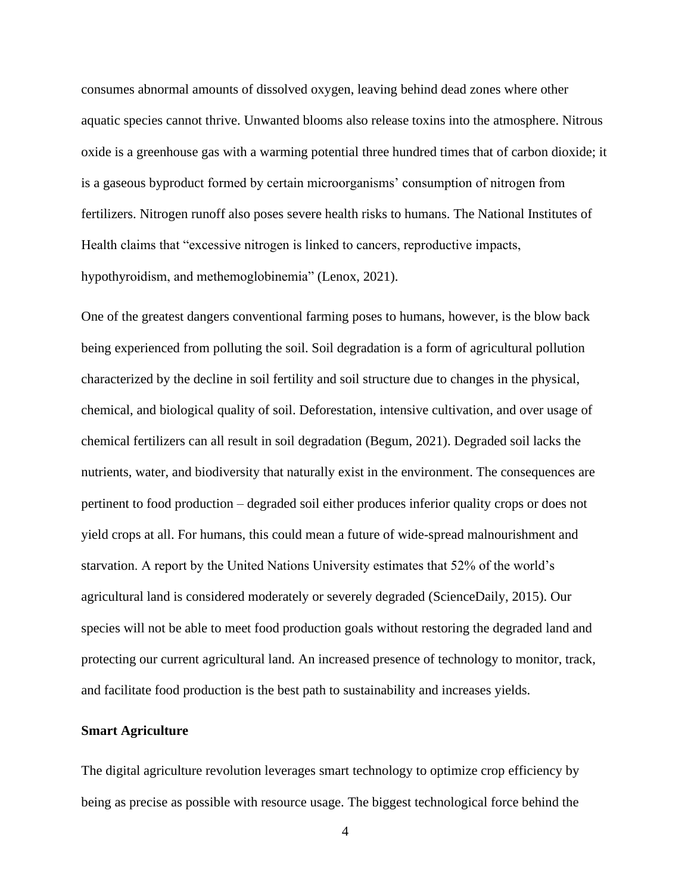consumes abnormal amounts of dissolved oxygen, leaving behind dead zones where other aquatic species cannot thrive. Unwanted blooms also release toxins into the atmosphere. Nitrous oxide is a greenhouse gas with a warming potential three hundred times that of carbon dioxide; it is a gaseous byproduct formed by certain microorganisms' consumption of nitrogen from fertilizers. Nitrogen runoff also poses severe health risks to humans. The National Institutes of Health claims that "excessive nitrogen is linked to cancers, reproductive impacts, hypothyroidism, and methemoglobinemia" (Lenox, 2021).

One of the greatest dangers conventional farming poses to humans, however, is the blow back being experienced from polluting the soil. Soil degradation is a form of agricultural pollution characterized by the decline in soil fertility and soil structure due to changes in the physical, chemical, and biological quality of soil. Deforestation, intensive cultivation, and over usage of chemical fertilizers can all result in soil degradation (Begum, 2021). Degraded soil lacks the nutrients, water, and biodiversity that naturally exist in the environment. The consequences are pertinent to food production – degraded soil either produces inferior quality crops or does not yield crops at all. For humans, this could mean a future of wide-spread malnourishment and starvation. A report by the United Nations University estimates that 52% of the world's agricultural land is considered moderately or severely degraded (ScienceDaily, 2015). Our species will not be able to meet food production goals without restoring the degraded land and protecting our current agricultural land. An increased presence of technology to monitor, track, and facilitate food production is the best path to sustainability and increases yields.

**Smart Agriculture**

The digital agriculture revolution leverages smart technology to optimize crop efficiency by being as precise as possible with resource usage. The biggest technological force behind the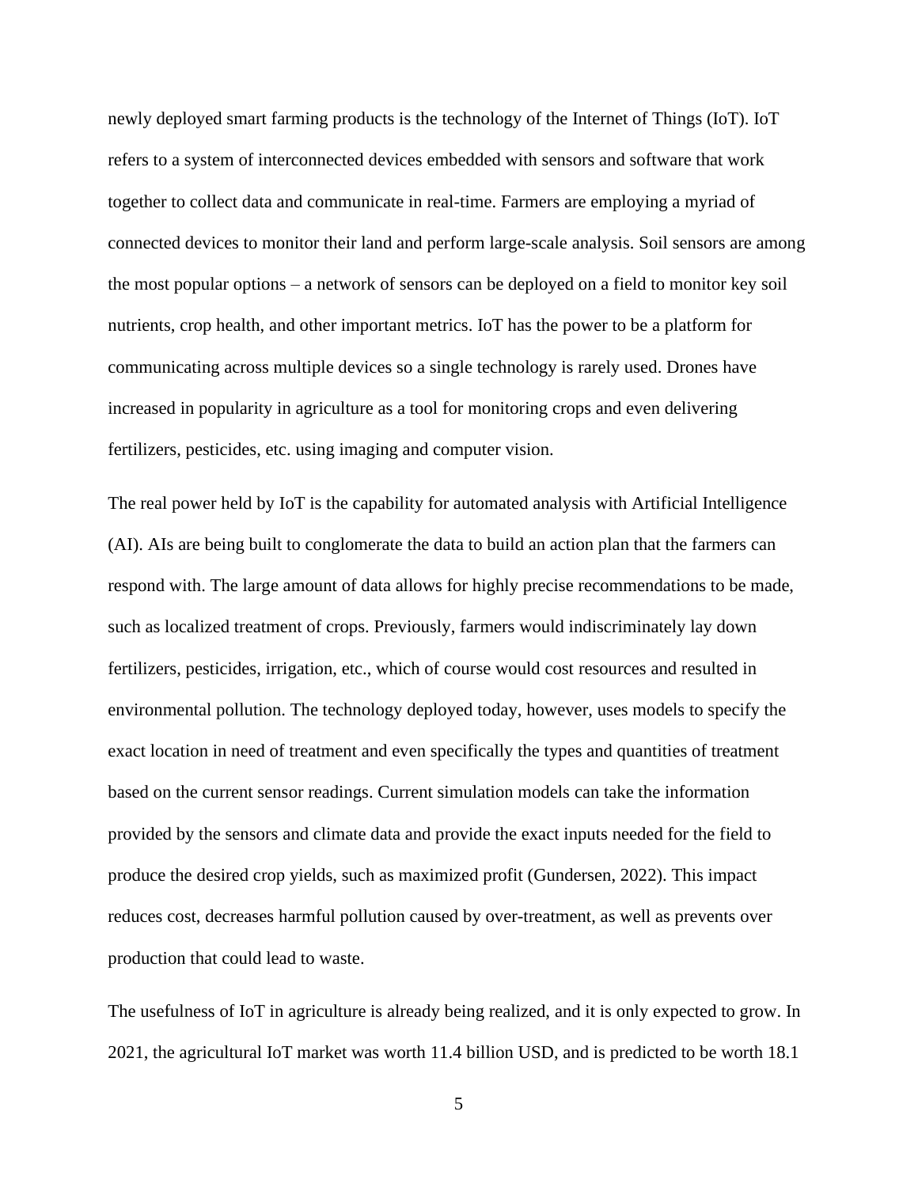newly deployed smart farming products is the technology of the Internet of Things (IoT). IoT refers to a system of interconnected devices embedded with sensors and software that work together to collect data and communicate in real-time. Farmers are employing a myriad of connected devices to monitor their land and perform large-scale analysis. Soil sensors are among the most popular options – a network of sensors can be deployed on a field to monitor key soil nutrients, crop health, and other important metrics. IoT has the power to be a platform for communicating across multiple devices so a single technology is rarely used. Drones have increased in popularity in agriculture as a tool for monitoring crops and even delivering fertilizers, pesticides, etc. using imaging and computer vision.

The real power held by IoT is the capability for automated analysis with Artificial Intelligence (AI). AIs are being built to conglomerate the data to build an action plan that the farmers can respond with. The large amount of data allows for highly precise recommendations to be made, such as localized treatment of crops. Previously, farmers would indiscriminately lay down fertilizers, pesticides, irrigation, etc., which of course would cost resources and resulted in environmental pollution. The technology deployed today, however, uses models to specify the exact location in need of treatment and even specifically the types and quantities of treatment based on the current sensor readings. Current simulation models can take the information provided by the sensors and climate data and provide the exact inputs needed for the field to produce the desired crop yields, such as maximized profit (Gundersen, 2022). This impact reduces cost, decreases harmful pollution caused by over-treatment, as well as prevents over production that could lead to waste.

The usefulness of IoT in agriculture is already being realized, and it is only expected to grow. In 2021, the agricultural IoT market was worth 11.4 billion USD, and is predicted to be worth 18.1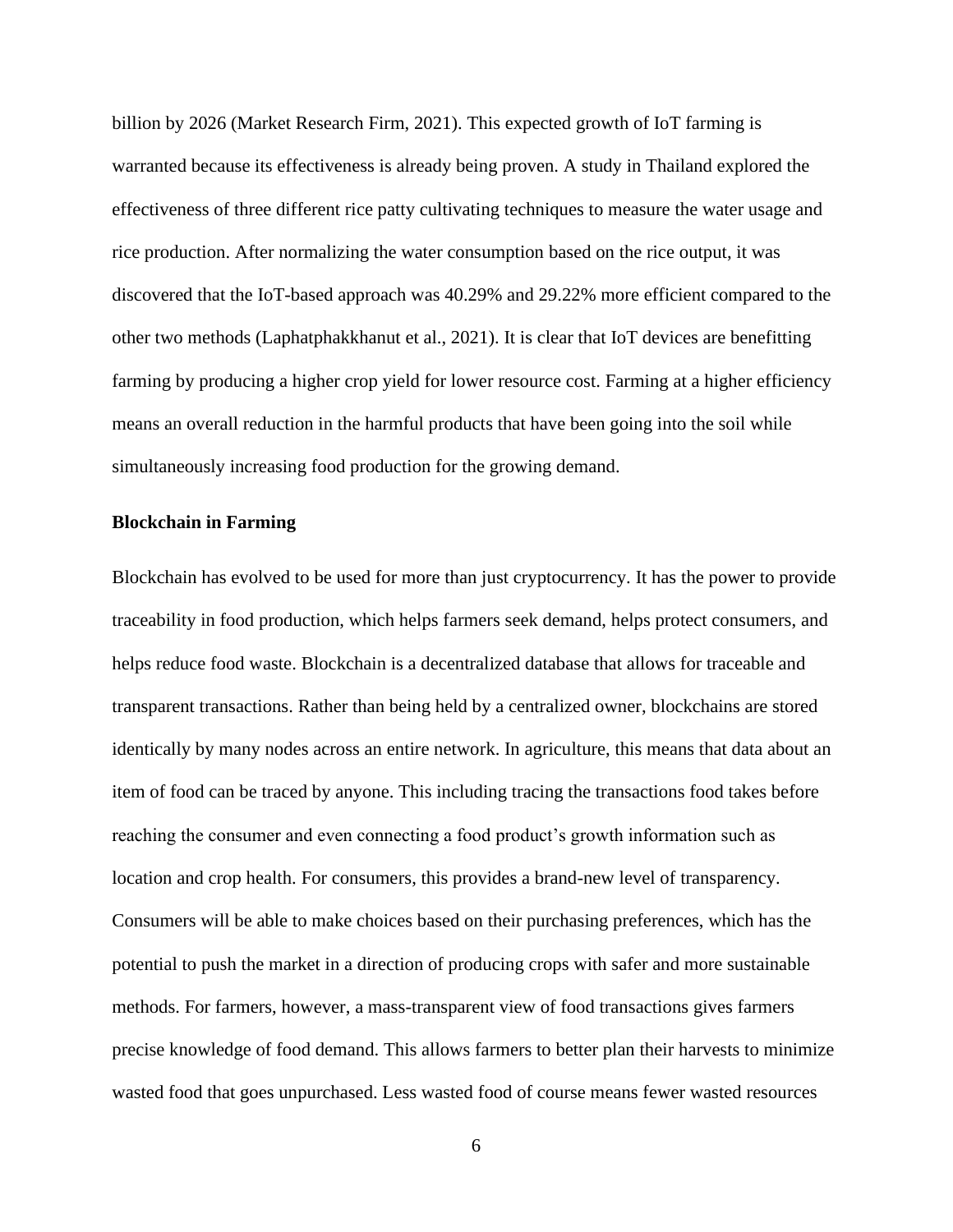billion by 2026 (Market Research Firm, 2021). This expected growth of IoT farming is warranted because its effectiveness is already being proven. A study in Thailand explored the effectiveness of three different rice patty cultivating techniques to measure the water usage and rice production. After normalizing the water consumption based on the rice output, it was discovered that the IoT-based approach was 40.29% and 29.22% more efficient compared to the other two methods (Laphatphakkhanut et al., 2021). It is clear that IoT devices are benefitting farming by producing a higher crop yield for lower resource cost. Farming at a higher efficiency means an overall reduction in the harmful products that have been going into the soil while simultaneously increasing food production for the growing demand.

**Blockchain in Farming**

Blockchain has evolved to be used for more than just cryptocurrency. It has the power to provide traceability in food production, which helps farmers seek demand, helps protect consumers, and helps reduce food waste. Blockchain is a decentralized database that allows for traceable and transparent transactions. Rather than being held by a centralized owner, blockchains are stored identically by many nodes across an entire network. In agriculture, this means that data about an item of food can be traced by anyone. This including tracing the transactions food takes before reaching the consumer and even connecting a food product's growth information such as location and crop health. For consumers, this provides a brand-new level of transparency. Consumers will be able to make choices based on their purchasing preferences, which has the potential to push the market in a direction of producing crops with safer and more sustainable methods. For farmers, however, a mass-transparent view of food transactions gives farmers precise knowledge of food demand. This allows farmers to better plan their harvests to minimize wasted food that goes unpurchased. Less wasted food of course means fewer wasted resources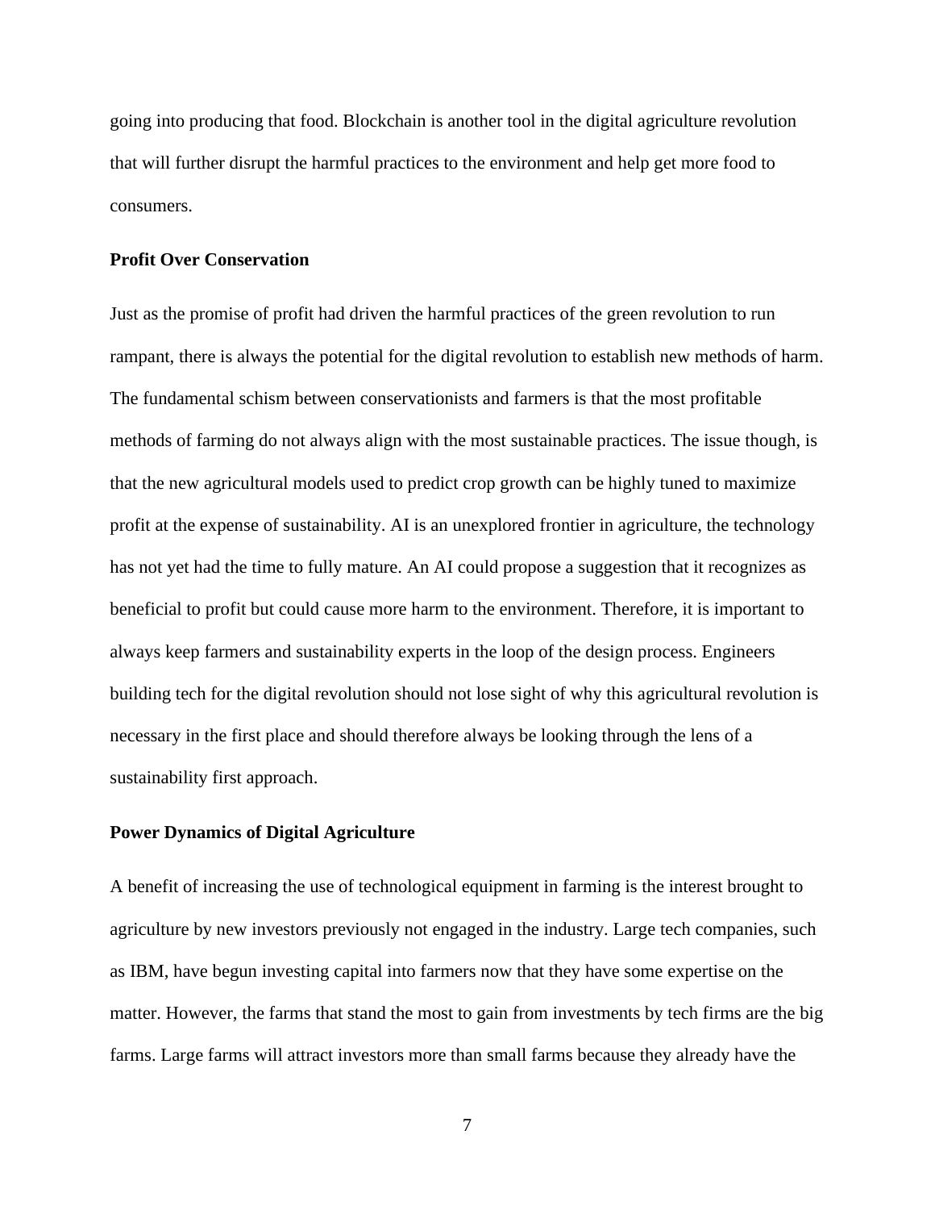going into producing that food. Blockchain is another tool in the digital agriculture revolution that will further disrupt the harmful practices to the environment and help get more food to consumers.

### Profit Over Conservation

Just as the promise of profit had driven the harmful practices of the green revolution to run rampant, there is always the potential for the digital revolution to establish new methods of harm. The fundamental schism between conservationists and farmers is that the most profitable methods of farming do not always align with the most sustainable practices. The issue though, is that the new agricultural models used to predict crop growth can be highly tuned to maximize profit at the expense of sustainability. AI is an unexplored frontier in agriculture, the technology has not yet had the time to fully mature. An AI could propose a suggestion that it recognizes as beneficial to profit but could cause more harm to the environment. Therefore, it is important to always keep farmers and sustainability experts in the loop of the design process. Engineers building tech for the digital revolution should not lose sight of why this agricultural revolution is necessary in the first place and should therefore always be looking through the lens of a sustainability first approach.

### Power Dynamics of Digital Agriculture

A benefit of increasing the use of technological equipment in farming is the interest brought to agriculture by new investors previously not engaged in the industry. Large tech companies, such as IBM, have begun investing capital into farmers now that they have some expertise on the matter. However, the farms that stand the most to gain from investments by tech firms are the big farms. Large farms will attract investors more than small farms because they already have the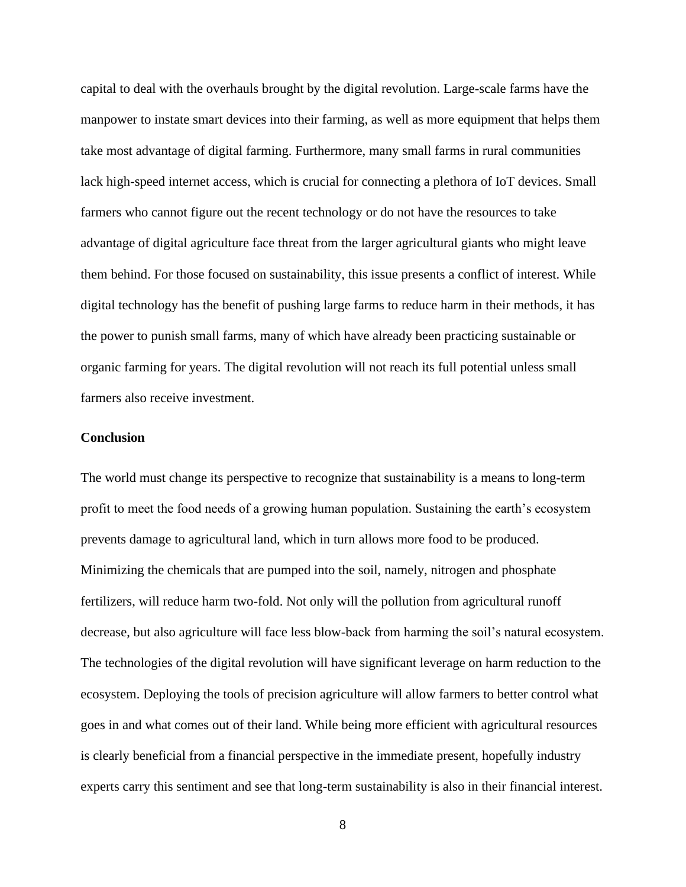capital to deal with the overhauls brought by the digital revolution. Large-scale farms have the manpower to instate smart devices into their farming, as well as more equipment that helps them take most advantage of digital farming. Furthermore, many small farms in rural communities lack high-speed internet access, which is crucial for connecting a plethora of IoT devices. Small farmers who cannot figure out the recent technology or do not have the resources to take advantage of digital agriculture face threat from the larger agricultural giants who might leave them behind. For those focused on sustainability, this issue presents a conflict of interest. While digital technology has the benefit of pushing large farms to reduce harm in their methods, it has the power to punish small farms, many of which have already been practicing sustainable or organic farming for years. The digital revolution will not reach its full potential unless small farmers also receive investment.

**Conclusion**

The world must change its perspective to recognize that sustainability is a means to long-term profit to meet the food needs of a growing human population. Sustaining the earth's ecosystem prevents damage to agricultural land, which in turn allows more food to be produced. Minimizing the chemicals that are pumped into the soil, namely, nitrogen and phosphate fertilizers, will reduce harm two-fold. Not only will the pollution from agricultural runoff decrease, but also agriculture will face less blow-back from harming the soil's natural ecosystem. The technologies of the digital revolution will have significant leverage on harm reduction to the ecosystem. Deploying the tools of precision agriculture will allow farmers to better control what goes in and what comes out of their land. While being more efficient with agricultural resources is clearly beneficial from a financial perspective in the immediate present, hopefully industry experts carry this sentiment and see that long-term sustainability is also in their financial interest.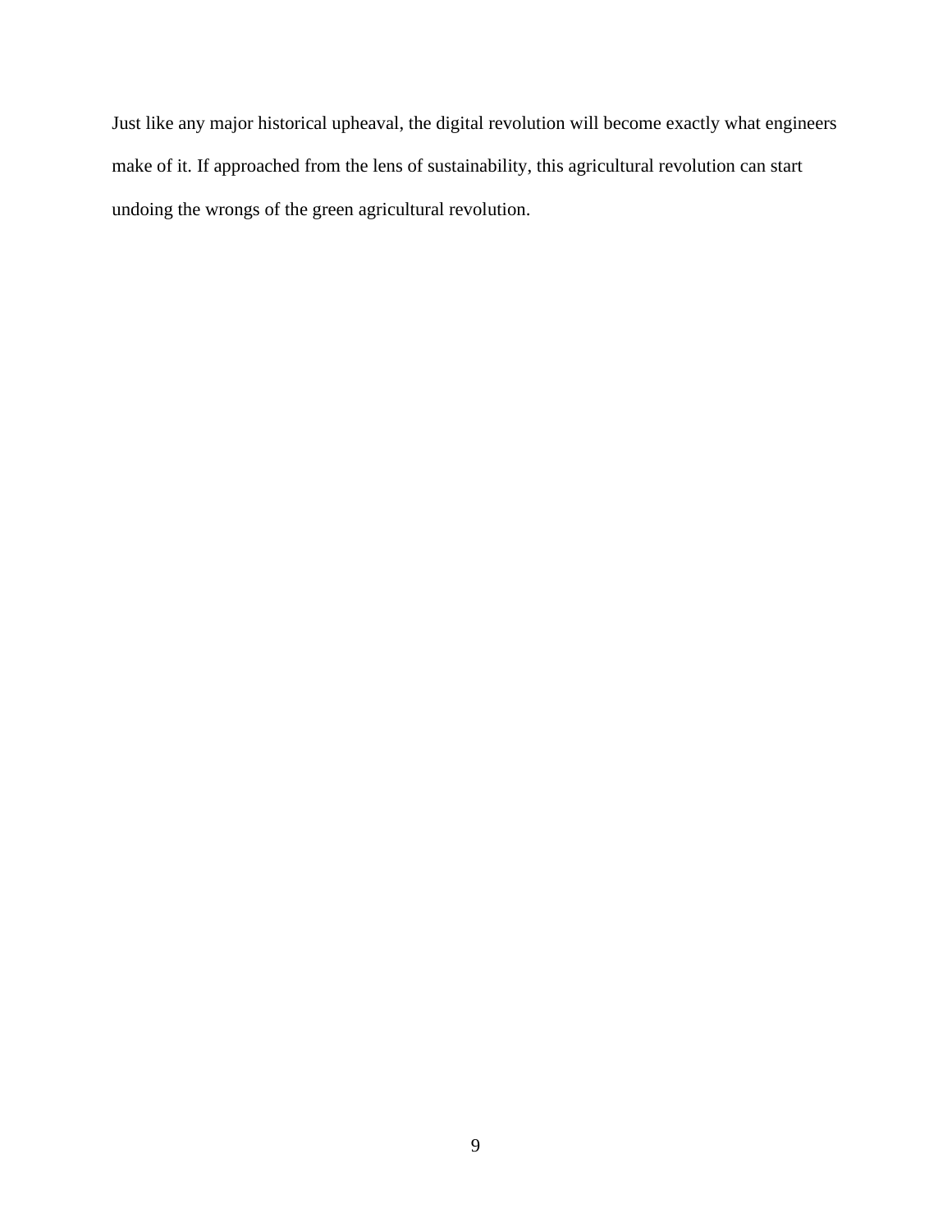Just like any major historical upheaval, the digital revolution will become exactly what engineers make of it. If approached from the lens of sustainability, this agricultural revolution can start undoing the wrongs of the green agricultural revolution.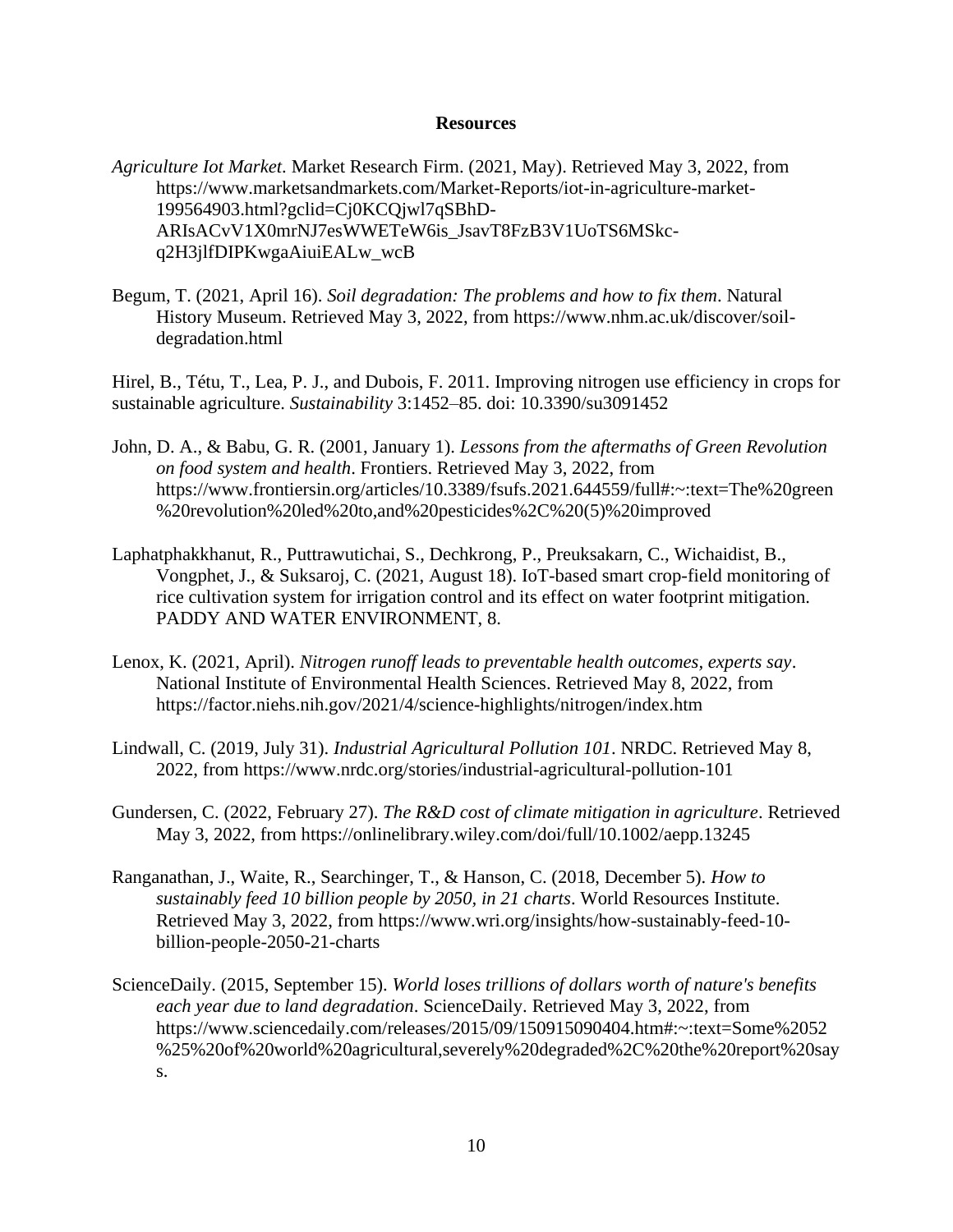**Resources**

*Agriculture Iot Market*. Market Research Firm. (2021, May). Retrieved May 3, 2022, from https://www.marketsandmarkets.com/Market-Reports/iot-in-agriculture-market-199564903.html?gclid=Cj0KCQjwl7qSBhD-ARIsACvV1X0mrNJ7esWWETeW6is_JsavT8FzB3V1UoTS6MSkc-q2H3jlfDIPKwgaAiuiEALw_wcB

Begum, T. (2021, April 16). *Soil degradation: The problems and how to fix them*. Natural History Museum. Retrieved May 3, 2022, from https://www.nhm.ac.uk/discover/soil-degradation.html

Hirel, B., Tétu, T., Lea, P. J., and Dubois, F. 2011. Improving nitrogen use efficiency in crops for sustainable agriculture. *Sustainability* 3:1452–85. doi: 10.3390/su3091452

John, D. A., & Babu, G. R. (2001, January 1). *Lessons from the aftermaths of Green Revolution on food system and health*. Frontiers. Retrieved May 3, 2022, from https://www.frontiersin.org/articles/10.3389/fsufs.2021.644559/full#:~:text=The%20green%20revolution%20led%20to,and%20pesticides%2C%20(5)%20improved

Laphatphakkhanut, R., Puttrawutichai, S., Dechkrong, P., Preuksakarn, C., Wichaidist, B., Vongphet, J., & Suksaroj, C. (2021, August 18). IoT-based smart crop-field monitoring of rice cultivation system for irrigation control and its effect on water footprint mitigation. PADDY AND WATER ENVIRONMENT, 8.

Lenox, K. (2021, April). *Nitrogen runoff leads to preventable health outcomes, experts say*. National Institute of Environmental Health Sciences. Retrieved May 8, 2022, from https://factor.niehs.nih.gov/2021/4/science-highlights/nitrogen/index.htm

Lindwall, C. (2019, July 31). *Industrial Agricultural Pollution 101*. NRDC. Retrieved May 8, 2022, from https://www.nrdc.org/stories/industrial-agricultural-pollution-101

Gundersen, C. (2022, February 27). *The R&D cost of climate mitigation in agriculture*. Retrieved May 3, 2022, from https://onlinelibrary.wiley.com/doi/full/10.1002/aepp.13245

Ranganathan, J., Waite, R., Searchinger, T., & Hanson, C. (2018, December 5). *How to sustainably feed 10 billion people by 2050, in 21 charts*. World Resources Institute. Retrieved May 3, 2022, from https://www.wri.org/insights/how-sustainably-feed-10-billion-people-2050-21-charts

ScienceDaily. (2015, September 15). *World loses trillions of dollars worth of nature's benefits each year due to land degradation*. ScienceDaily. Retrieved May 3, 2022, from https://www.sciencedaily.com/releases/2015/09/150915090404.htm#:~:text=Some%2052%25%20of%20world%20agricultural,severely%20degraded%2C%20the%20report%20says.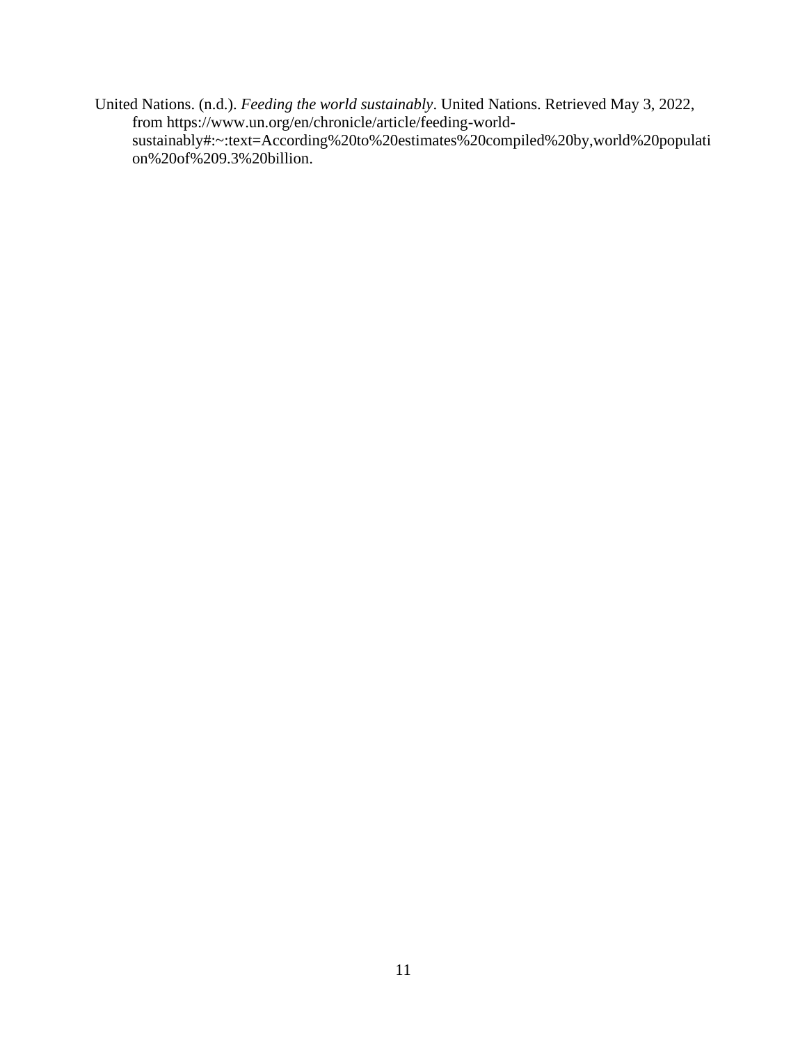United Nations. (n.d.). *Feeding the world sustainably*. United Nations. Retrieved May 3, 2022, from https://www.un.org/en/chronicle/article/feeding-world-sustainably#:~:text=According%20to%20estimates%20compiled%20by,world%20population%20of%209.3%20billion.